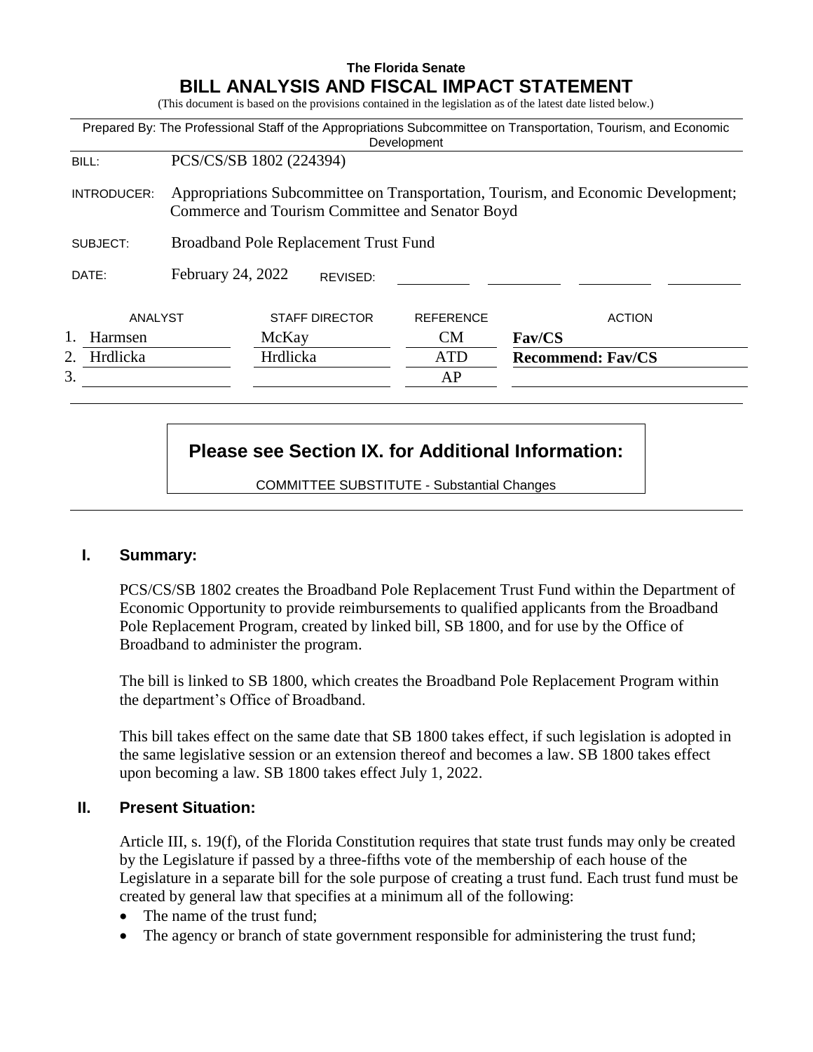**The Florida Senate**

# BILL ANALYSIS AND FISCAL IMPACT STATEMENT

(This document is based on the provisions contained in the legislation as of the latest date listed below.)

Prepared By: The Professional Staff of the Appropriations Subcommittee on Transportation, Tourism, and Economic Development

| | |
|---|---|
| BILL: | PCS/CS/SB 1802 (224394) |
| INTRODUCER: | Appropriations Subcommittee on Transportation, Tourism, and Economic Development; Commerce and Tourism Committee and Senator Boyd |
| SUBJECT: | Broadband Pole Replacement Trust Fund |
| DATE: | February 24, 2022 REVISED: |

| | ANALYST | STAFF DIRECTOR | REFERENCE | ACTION |
|---|---|---|---|---|
| 1. | Harmsen | McKay | CM | **Fav/CS** |
| 2. | Hrdlicka | Hrdlicka | ATD | **Recommend: Fav/CS** |
| 3. | | | AP | |

**Please see Section IX. for Additional Information:**

COMMITTEE SUBSTITUTE - Substantial Changes

## I. Summary:

PCS/CS/SB 1802 creates the Broadband Pole Replacement Trust Fund within the Department of Economic Opportunity to provide reimbursements to qualified applicants from the Broadband Pole Replacement Program, created by linked bill, SB 1800, and for use by the Office of Broadband to administer the program.

The bill is linked to SB 1800, which creates the Broadband Pole Replacement Program within the department's Office of Broadband.

This bill takes effect on the same date that SB 1800 takes effect, if such legislation is adopted in the same legislative session or an extension thereof and becomes a law. SB 1800 takes effect upon becoming a law. SB 1800 takes effect July 1, 2022.

## II. Present Situation:

Article III, s. 19(f), of the Florida Constitution requires that state trust funds may only be created by the Legislature if passed by a three-fifths vote of the membership of each house of the Legislature in a separate bill for the sole purpose of creating a trust fund. Each trust fund must be created by general law that specifies at a minimum all of the following:

- The name of the trust fund;
- The agency or branch of state government responsible for administering the trust fund;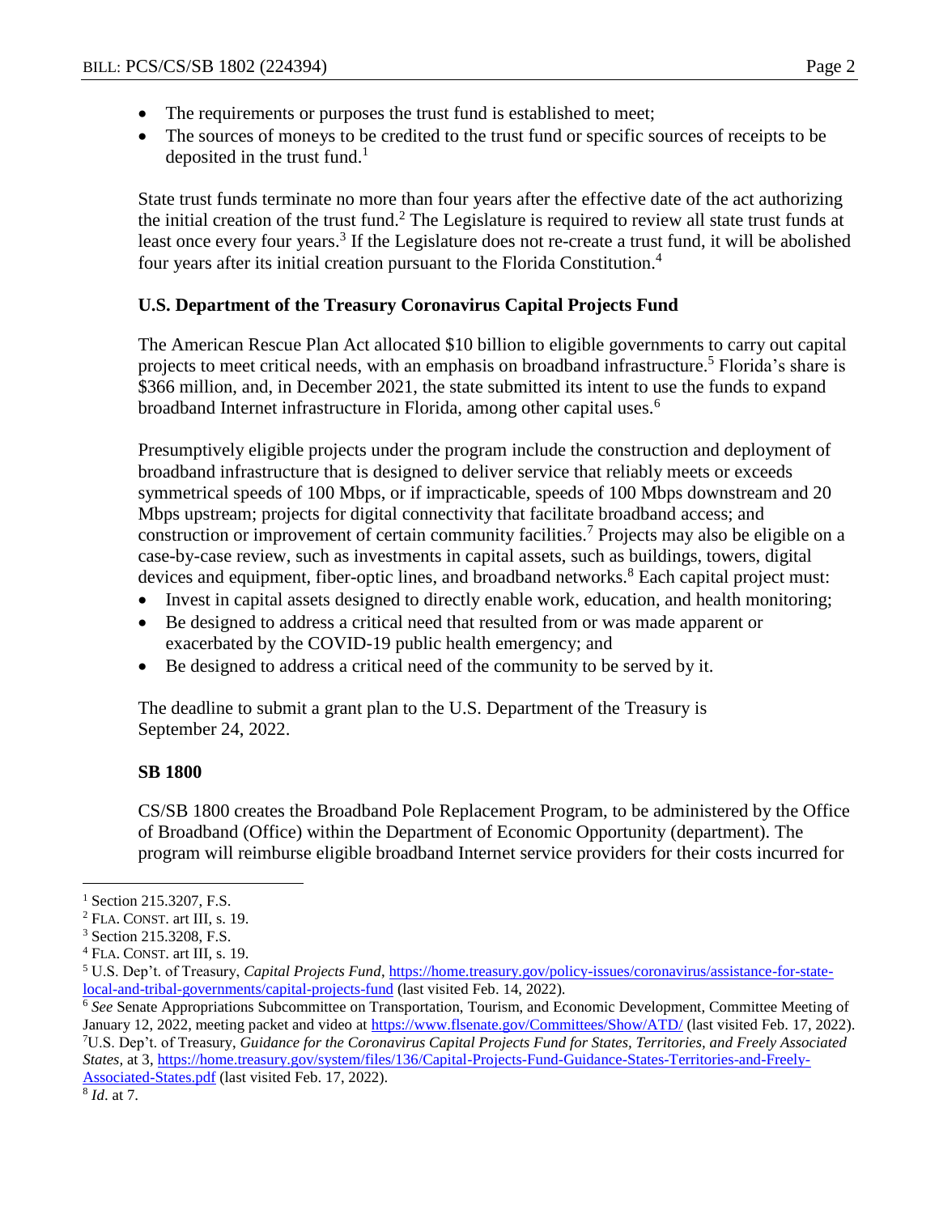- The requirements or purposes the trust fund is established to meet;
- The sources of moneys to be credited to the trust fund or specific sources of receipts to be deposited in the trust fund.[1]

State trust funds terminate no more than four years after the effective date of the act authorizing the initial creation of the trust fund.[2] The Legislature is required to review all state trust funds at least once every four years.[3] If the Legislature does not re-create a trust fund, it will be abolished four years after its initial creation pursuant to the Florida Constitution.[4]

### U.S. Department of the Treasury Coronavirus Capital Projects Fund

The American Rescue Plan Act allocated $10 billion to eligible governments to carry out capital projects to meet critical needs, with an emphasis on broadband infrastructure.[5] Florida's share is $366 million, and, in December 2021, the state submitted its intent to use the funds to expand broadband Internet infrastructure in Florida, among other capital uses.[6]

Presumptively eligible projects under the program include the construction and deployment of broadband infrastructure that is designed to deliver service that reliably meets or exceeds symmetrical speeds of 100 Mbps, or if impracticable, speeds of 100 Mbps downstream and 20 Mbps upstream; projects for digital connectivity that facilitate broadband access; and construction or improvement of certain community facilities.[7] Projects may also be eligible on a case-by-case review, such as investments in capital assets, such as buildings, towers, digital devices and equipment, fiber-optic lines, and broadband networks.[8] Each capital project must:

- Invest in capital assets designed to directly enable work, education, and health monitoring;
- Be designed to address a critical need that resulted from or was made apparent or exacerbated by the COVID-19 public health emergency; and
- Be designed to address a critical need of the community to be served by it.

The deadline to submit a grant plan to the U.S. Department of the Treasury is September 24, 2022.

### SB 1800

CS/SB 1800 creates the Broadband Pole Replacement Program, to be administered by the Office of Broadband (Office) within the Department of Economic Opportunity (department). The program will reimburse eligible broadband Internet service providers for their costs incurred for

---

[1] Section 215.3207, F.S.

[2] FLA. CONST. art III, s. 19.

[3] Section 215.3208, F.S.

[4] FLA. CONST. art III, s. 19.

[5] U.S. Dep't. of Treasury, *Capital Projects Fund*, https://home.treasury.gov/policy-issues/coronavirus/assistance-for-state-local-and-tribal-governments/capital-projects-fund (last visited Feb. 14, 2022).

[6] *See* Senate Appropriations Subcommittee on Transportation, Tourism, and Economic Development, Committee Meeting of January 12, 2022, meeting packet and video at https://www.flsenate.gov/Committees/Show/ATD/ (last visited Feb. 17, 2022).

[7] U.S. Dep't. of Treasury, *Guidance for the Coronavirus Capital Projects Fund for States, Territories, and Freely Associated States*, at 3, https://home.treasury.gov/system/files/136/Capital-Projects-Fund-Guidance-States-Territories-and-Freely-Associated-States.pdf (last visited Feb. 17, 2022).

[8] *Id*. at 7.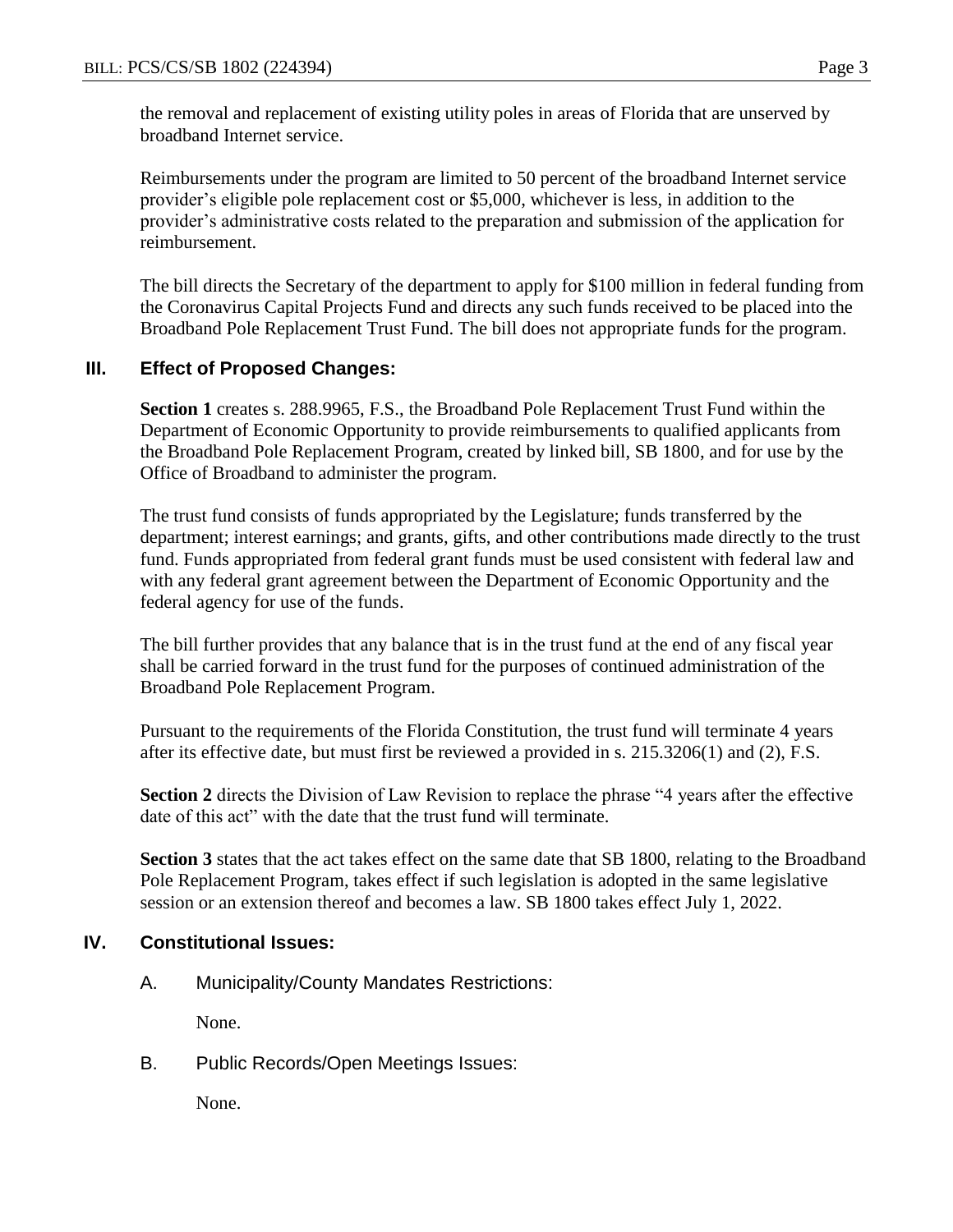the removal and replacement of existing utility poles in areas of Florida that are unserved by broadband Internet service.

Reimbursements under the program are limited to 50 percent of the broadband Internet service provider's eligible pole replacement cost or $5,000, whichever is less, in addition to the provider's administrative costs related to the preparation and submission of the application for reimbursement.

The bill directs the Secretary of the department to apply for $100 million in federal funding from the Coronavirus Capital Projects Fund and directs any such funds received to be placed into the Broadband Pole Replacement Trust Fund. The bill does not appropriate funds for the program.

## III. Effect of Proposed Changes:

**Section 1** creates s. 288.9965, F.S., the Broadband Pole Replacement Trust Fund within the Department of Economic Opportunity to provide reimbursements to qualified applicants from the Broadband Pole Replacement Program, created by linked bill, SB 1800, and for use by the Office of Broadband to administer the program.

The trust fund consists of funds appropriated by the Legislature; funds transferred by the department; interest earnings; and grants, gifts, and other contributions made directly to the trust fund. Funds appropriated from federal grant funds must be used consistent with federal law and with any federal grant agreement between the Department of Economic Opportunity and the federal agency for use of the funds.

The bill further provides that any balance that is in the trust fund at the end of any fiscal year shall be carried forward in the trust fund for the purposes of continued administration of the Broadband Pole Replacement Program.

Pursuant to the requirements of the Florida Constitution, the trust fund will terminate 4 years after its effective date, but must first be reviewed a provided in s. 215.3206(1) and (2), F.S.

**Section 2** directs the Division of Law Revision to replace the phrase "4 years after the effective date of this act" with the date that the trust fund will terminate.

**Section 3** states that the act takes effect on the same date that SB 1800, relating to the Broadband Pole Replacement Program, takes effect if such legislation is adopted in the same legislative session or an extension thereof and becomes a law. SB 1800 takes effect July 1, 2022.

## IV. Constitutional Issues:

A. Municipality/County Mandates Restrictions:

None.

B. Public Records/Open Meetings Issues:

None.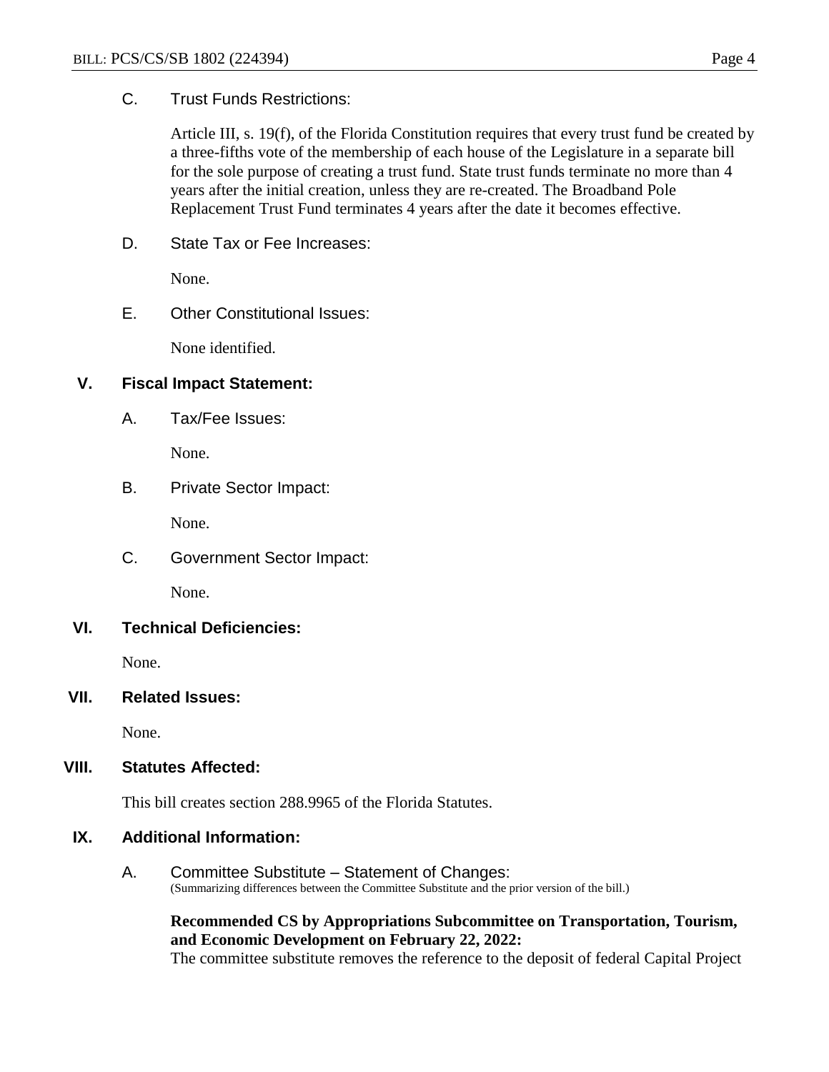### C. Trust Funds Restrictions:

Article III, s. 19(f), of the Florida Constitution requires that every trust fund be created by a three-fifths vote of the membership of each house of the Legislature in a separate bill for the sole purpose of creating a trust fund. State trust funds terminate no more than 4 years after the initial creation, unless they are re-created. The Broadband Pole Replacement Trust Fund terminates 4 years after the date it becomes effective.

### D. State Tax or Fee Increases:

None.

### E. Other Constitutional Issues:

None identified.

## V. Fiscal Impact Statement:

### A. Tax/Fee Issues:

None.

### B. Private Sector Impact:

None.

### C. Government Sector Impact:

None.

## VI. Technical Deficiencies:

None.

## VII. Related Issues:

None.

## VIII. Statutes Affected:

This bill creates section 288.9965 of the Florida Statutes.

## IX. Additional Information:

### A. Committee Substitute – Statement of Changes:

(Summarizing differences between the Committee Substitute and the prior version of the bill.)

**Recommended CS by Appropriations Subcommittee on Transportation, Tourism, and Economic Development on February 22, 2022:**
The committee substitute removes the reference to the deposit of federal Capital Project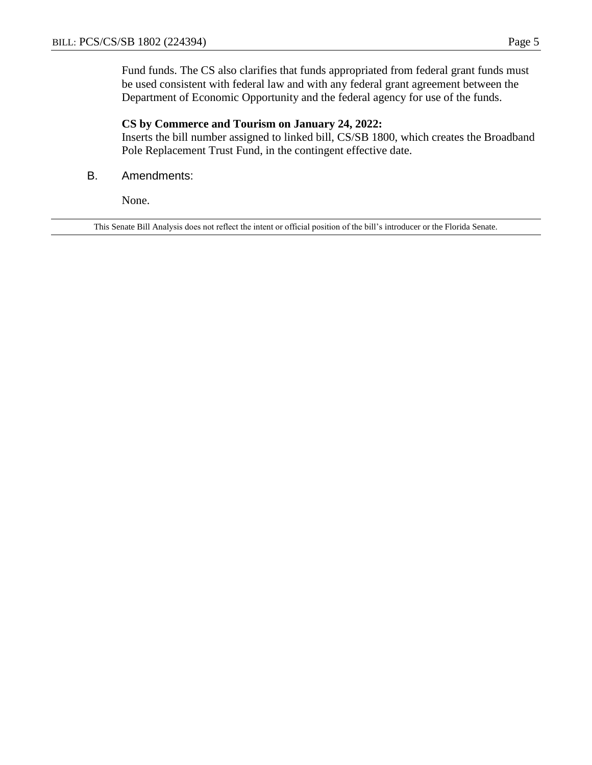Fund funds. The CS also clarifies that funds appropriated from federal grant funds must be used consistent with federal law and with any federal grant agreement between the Department of Economic Opportunity and the federal agency for use of the funds.

**CS by Commerce and Tourism on January 24, 2022:**
Inserts the bill number assigned to linked bill, CS/SB 1800, which creates the Broadband Pole Replacement Trust Fund, in the contingent effective date.

B. Amendments:

None.

This Senate Bill Analysis does not reflect the intent or official position of the bill's introducer or the Florida Senate.